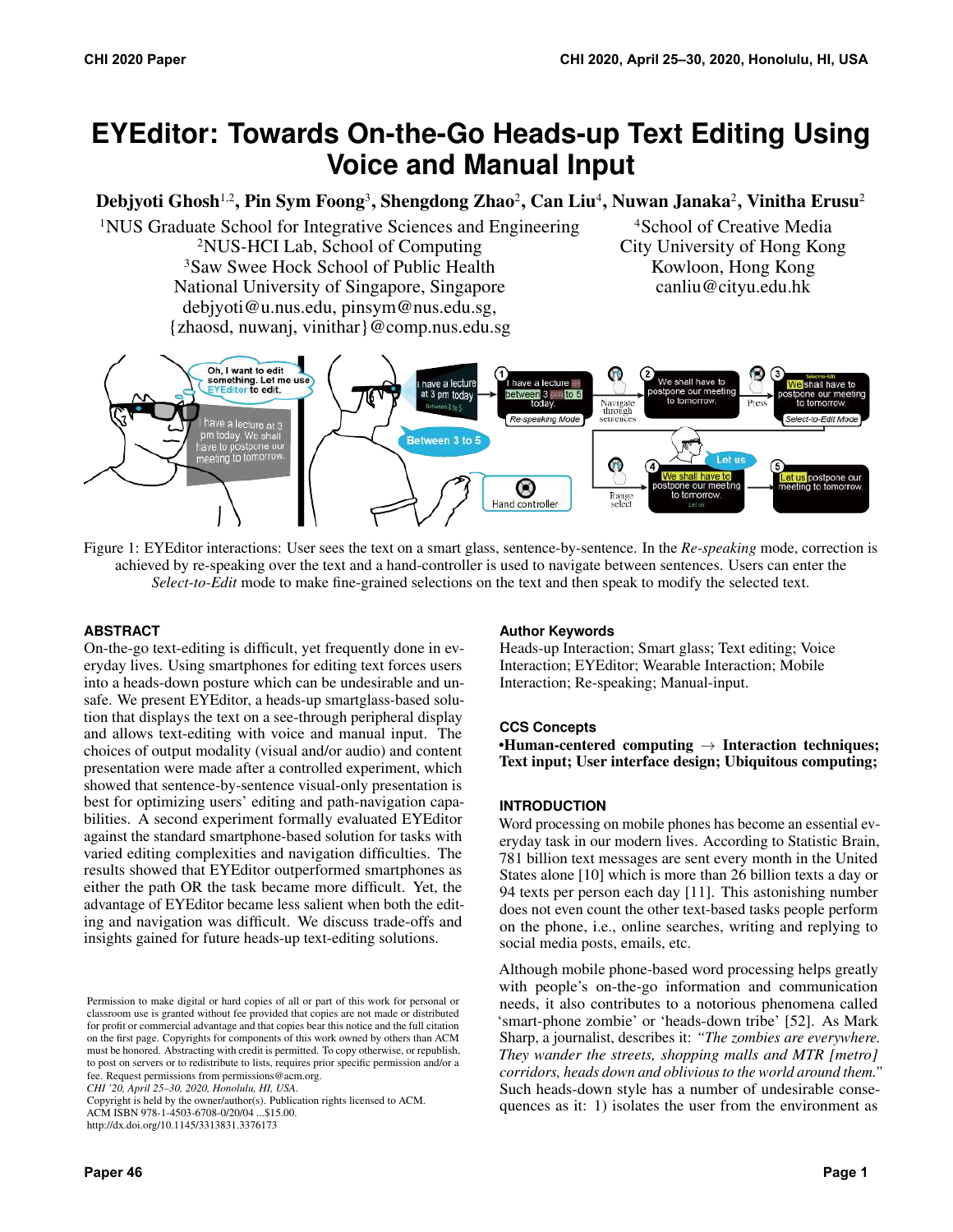# EYEditor: Towards On-the-Go Heads-up Text Editing Using Voice and Manual Input

**Debjyoti Ghosh**[1,2], **Pin Sym Foong**[3], **Shengdong Zhao**[2], **Can Liu**[4], **Nuwan Janaka**[2], **Vinitha Erusu**[2]

[1]NUS Graduate School for Integrative Sciences and Engineering
[2]NUS-HCI Lab, School of Computing
[3]Saw Swee Hock School of Public Health
National University of Singapore, Singapore
debjyoti@u.nus.edu, pinsym@nus.edu.sg,
{zhaosd, nuwanj, vinithar}@comp.nus.edu.sg

[4]School of Creative Media
City University of Hong Kong
Kowloon, Hong Kong
canliu@cityu.edu.hk

Figure 1: EYEditor interactions: User sees the text on a smart glass, sentence-by-sentence. In the *Re-speaking* mode, correction is achieved by re-speaking over the text and a hand-controller is used to navigate between sentences. Users can enter the *Select-to-Edit* mode to make fine-grained selections on the text and then speak to modify the selected text.

## ABSTRACT

On-the-go text-editing is difficult, yet frequently done in everyday lives. Using smartphones for editing text forces users into a heads-down posture which can be undesirable and unsafe. We present EYEditor, a heads-up smartglass-based solution that displays the text on a see-through peripheral display and allows text-editing with voice and manual input. The choices of output modality (visual and/or audio) and content presentation were made after a controlled experiment, which showed that sentence-by-sentence visual-only presentation is best for optimizing users' editing and path-navigation capabilities. A second experiment formally evaluated EYEditor against the standard smartphone-based solution for tasks with varied editing complexities and navigation difficulties. The results showed that EYEditor outperformed smartphones as either the path OR the task became more difficult. Yet, the advantage of EYEditor became less salient when both the editing and navigation was difficult. We discuss trade-offs and insights gained for future heads-up text-editing solutions.

## Author Keywords

Heads-up Interaction; Smart glass; Text editing; Voice Interaction; EYEditor; Wearable Interaction; Mobile Interaction; Re-speaking; Manual-input.

## CCS Concepts

**•Human-centered computing → Interaction techniques; Text input; User interface design; Ubiquitous computing;**

## INTRODUCTION

Word processing on mobile phones has become an essential everyday task in our modern lives. According to Statistic Brain, 781 billion text messages are sent every month in the United States alone [10] which is more than 26 billion texts a day or 94 texts per person each day [11]. This astonishing number does not even count the other text-based tasks people perform on the phone, i.e., online searches, writing and replying to social media posts, emails, etc.

Although mobile phone-based word processing helps greatly with people's on-the-go information and communication needs, it also contributes to a notorious phenomena called 'smart-phone zombie' or 'heads-down tribe' [52]. As Mark Sharp, a journalist, describes it: *"The zombies are everywhere. They wander the streets, shopping malls and MTR [metro] corridors, heads down and oblivious to the world around them."* Such heads-down style has a number of undesirable consequences as it: 1) isolates the user from the environment as

Permission to make digital or hard copies of all or part of this work for personal or classroom use is granted without fee provided that copies are not made or distributed for profit or commercial advantage and that copies bear this notice and the full citation on the first page. Copyrights for components of this work owned by others than ACM must be honored. Abstracting with credit is permitted. To copy otherwise, or republish, to post on servers or to redistribute to lists, requires prior specific permission and/or a fee. Request permissions from permissions@acm.org.
*CHI '20, April 25–30, 2020, Honolulu, HI, USA.*
Copyright is held by the owner/author(s). Publication rights licensed to ACM.
ACM ISBN 978-1-4503-6708-0/20/04 ...$15.00.
http://dx.doi.org/10.1145/3313831.3376173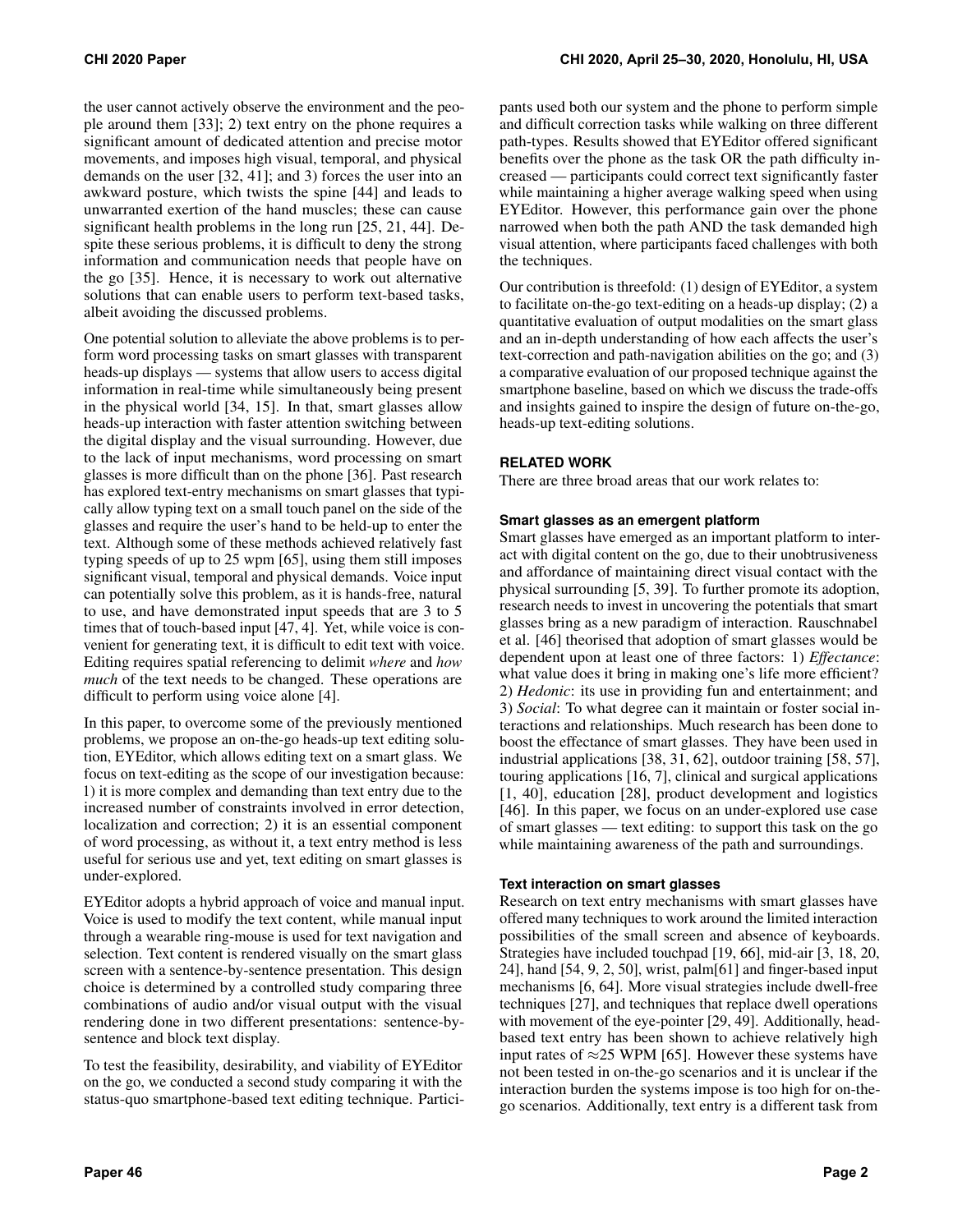the user cannot actively observe the environment and the people around them [33]; 2) text entry on the phone requires a significant amount of dedicated attention and precise motor movements, and imposes high visual, temporal, and physical demands on the user [32, 41]; and 3) forces the user into an awkward posture, which twists the spine [44] and leads to unwarranted exertion of the hand muscles; these can cause significant health problems in the long run [25, 21, 44]. Despite these serious problems, it is difficult to deny the strong information and communication needs that people have on the go [35]. Hence, it is necessary to work out alternative solutions that can enable users to perform text-based tasks, albeit avoiding the discussed problems.

One potential solution to alleviate the above problems is to perform word processing tasks on smart glasses with transparent heads-up displays — systems that allow users to access digital information in real-time while simultaneously being present in the physical world [34, 15]. In that, smart glasses allow heads-up interaction with faster attention switching between the digital display and the visual surrounding. However, due to the lack of input mechanisms, word processing on smart glasses is more difficult than on the phone [36]. Past research has explored text-entry mechanisms on smart glasses that typically allow typing text on a small touch panel on the side of the glasses and require the user's hand to be held-up to enter the text. Although some of these methods achieved relatively fast typing speeds of up to 25 wpm [65], using them still imposes significant visual, temporal and physical demands. Voice input can potentially solve this problem, as it is hands-free, natural to use, and have demonstrated input speeds that are 3 to 5 times that of touch-based input [47, 4]. Yet, while voice is convenient for generating text, it is difficult to edit text with voice. Editing requires spatial referencing to delimit *where* and *how much* of the text needs to be changed. These operations are difficult to perform using voice alone [4].

In this paper, to overcome some of the previously mentioned problems, we propose an on-the-go heads-up text editing solution, EYEditor, which allows editing text on a smart glass. We focus on text-editing as the scope of our investigation because: 1) it is more complex and demanding than text entry due to the increased number of constraints involved in error detection, localization and correction; 2) it is an essential component of word processing, as without it, a text entry method is less useful for serious use and yet, text editing on smart glasses is under-explored.

EYEditor adopts a hybrid approach of voice and manual input. Voice is used to modify the text content, while manual input through a wearable ring-mouse is used for text navigation and selection. Text content is rendered visually on the smart glass screen with a sentence-by-sentence presentation. This design choice is determined by a controlled study comparing three combinations of audio and/or visual output with the visual rendering done in two different presentations: sentence-by-sentence and block text display.

To test the feasibility, desirability, and viability of EYEditor on the go, we conducted a second study comparing it with the status-quo smartphone-based text editing technique. Participants used both our system and the phone to perform simple and difficult correction tasks while walking on three different path-types. Results showed that EYEditor offered significant benefits over the phone as the task OR the path difficulty increased — participants could correct text significantly faster while maintaining a higher average walking speed when using EYEditor. However, this performance gain over the phone narrowed when both the path AND the task demanded high visual attention, where participants faced challenges with both the techniques.

Our contribution is threefold: (1) design of EYEditor, a system to facilitate on-the-go text-editing on a heads-up display; (2) a quantitative evaluation of output modalities on the smart glass and an in-depth understanding of how each affects the user's text-correction and path-navigation abilities on the go; and (3) a comparative evaluation of our proposed technique against the smartphone baseline, based on which we discuss the trade-offs and insights gained to inspire the design of future on-the-go, heads-up text-editing solutions.

## RELATED WORK

There are three broad areas that our work relates to:

### Smart glasses as an emergent platform

Smart glasses have emerged as an important platform to interact with digital content on the go, due to their unobtrusiveness and affordance of maintaining direct visual contact with the physical surrounding [5, 39]. To further promote its adoption, research needs to invest in uncovering the potentials that smart glasses bring as a new paradigm of interaction. Rauschnabel et al. [46] theorised that adoption of smart glasses would be dependent upon at least one of three factors: 1) *Effectance*: what value does it bring in making one's life more efficient? 2) *Hedonic*: its use in providing fun and entertainment; and 3) *Social*: To what degree can it maintain or foster social interactions and relationships. Much research has been done to boost the effectance of smart glasses. They have been used in industrial applications [38, 31, 62], outdoor training [58, 57], touring applications [16, 7], clinical and surgical applications [1, 40], education [28], product development and logistics [46]. In this paper, we focus on an under-explored use case of smart glasses — text editing: to support this task on the go while maintaining awareness of the path and surroundings.

### Text interaction on smart glasses

Research on text entry mechanisms with smart glasses have offered many techniques to work around the limited interaction possibilities of the small screen and absence of keyboards. Strategies have included touchpad [19, 66], mid-air [3, 18, 20, 24], hand [54, 9, 2, 50], wrist, palm[61] and finger-based input mechanisms [6, 64]. More visual strategies include dwell-free techniques [27], and techniques that replace dwell operations with movement of the eye-pointer [29, 49]. Additionally, head-based text entry has been shown to achieve relatively high input rates of $\approx$25 WPM [65]. However these systems have not been tested in on-the-go scenarios and it is unclear if the interaction burden the systems impose is too high for on-the-go scenarios. Additionally, text entry is a different task from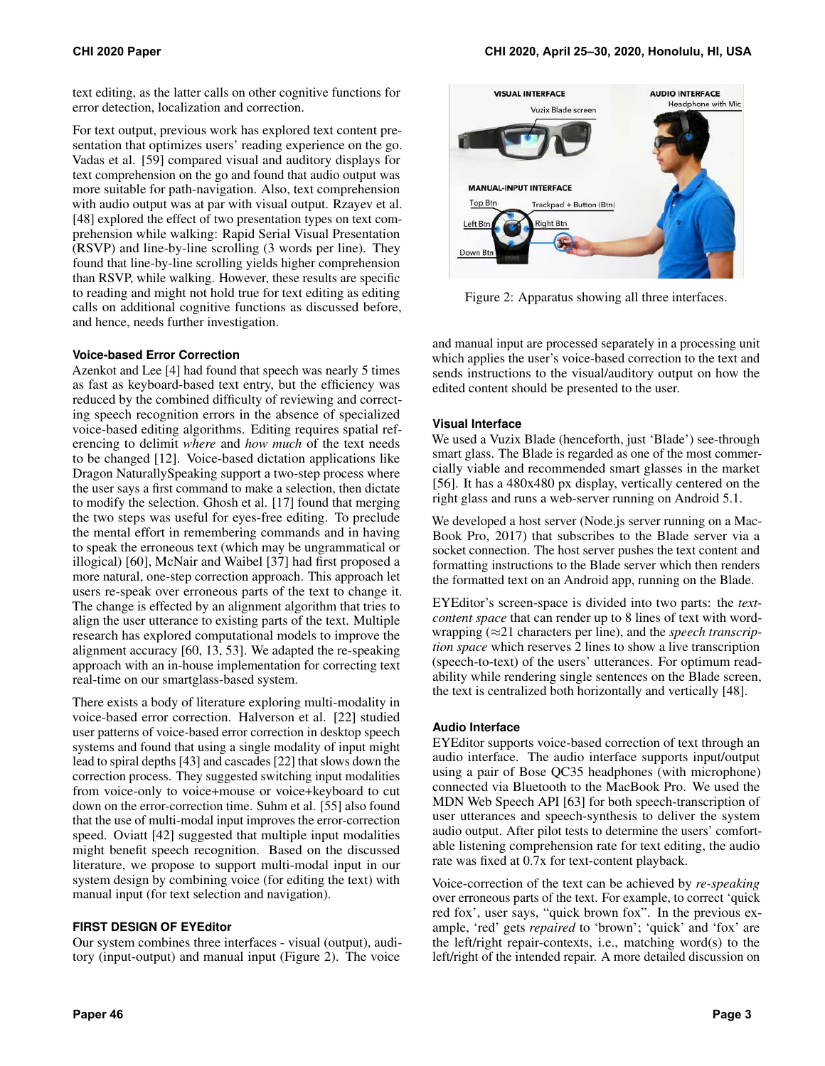text editing, as the latter calls on other cognitive functions for error detection, localization and correction.

For text output, previous work has explored text content presentation that optimizes users' reading experience on the go. Vadas et al. [59] compared visual and auditory displays for text comprehension on the go and found that audio output was more suitable for path-navigation. Also, text comprehension with audio output was at par with visual output. Rzayev et al. [48] explored the effect of two presentation types on text comprehension while walking: Rapid Serial Visual Presentation (RSVP) and line-by-line scrolling (3 words per line). They found that line-by-line scrolling yields higher comprehension than RSVP, while walking. However, these results are specific to reading and might not hold true for text editing as editing calls on additional cognitive functions as discussed before, and hence, needs further investigation.

### Voice-based Error Correction

Azenkot and Lee [4] had found that speech was nearly 5 times as fast as keyboard-based text entry, but the efficiency was reduced by the combined difficulty of reviewing and correcting speech recognition errors in the absence of specialized voice-based editing algorithms. Editing requires spatial referencing to delimit *where* and *how much* of the text needs to be changed [12]. Voice-based dictation applications like Dragon NaturallySpeaking support a two-step process where the user says a first command to make a selection, then dictate to modify the selection. Ghosh et al. [17] found that merging the two steps was useful for eyes-free editing. To preclude the mental effort in remembering commands and in having to speak the erroneous text (which may be ungrammatical or illogical) [60], McNair and Waibel [37] had first proposed a more natural, one-step correction approach. This approach let users re-speak over erroneous parts of the text to change it. The change is effected by an alignment algorithm that tries to align the user utterance to existing parts of the text. Multiple research has explored computational models to improve the alignment accuracy [60, 13, 53]. We adapted the re-speaking approach with an in-house implementation for correcting text real-time on our smartglass-based system.

There exists a body of literature exploring multi-modality in voice-based error correction. Halverson et al. [22] studied user patterns of voice-based error correction in desktop speech systems and found that using a single modality of input might lead to spiral depths [43] and cascades [22] that slows down the correction process. They suggested switching input modalities from voice-only to voice+mouse or voice+keyboard to cut down on the error-correction time. Suhm et al. [55] also found that the use of multi-modal input improves the error-correction speed. Oviatt [42] suggested that multiple input modalities might benefit speech recognition. Based on the discussed literature, we propose to support multi-modal input in our system design by combining voice (for editing the text) with manual input (for text selection and navigation).

## FIRST DESIGN OF EYEditor

Our system combines three interfaces - visual (output), auditory (input-output) and manual input (Figure 2). The voice and manual input are processed separately in a processing unit which applies the user's voice-based correction to the text and sends instructions to the visual/auditory output on how the edited content should be presented to the user.

Figure 2: Apparatus showing all three interfaces.

### Visual Interface

We used a Vuzix Blade (henceforth, just 'Blade') see-through smart glass. The Blade is regarded as one of the most commercially viable and recommended smart glasses in the market [56]. It has a 480x480 px display, vertically centered on the right glass and runs a web-server running on Android 5.1.

We developed a host server (Node.js server running on a MacBook Pro, 2017) that subscribes to the Blade server via a socket connection. The host server pushes the text content and formatting instructions to the Blade server which then renders the formatted text on an Android app, running on the Blade.

EYEditor's screen-space is divided into two parts: the *text-content space* that can render up to 8 lines of text with word-wrapping ($\approx$21 characters per line), and the *speech transcription space* which reserves 2 lines to show a live transcription (speech-to-text) of the users' utterances. For optimum readability while rendering single sentences on the Blade screen, the text is centralized both horizontally and vertically [48].

### Audio Interface

EYEditor supports voice-based correction of text through an audio interface. The audio interface supports input/output using a pair of Bose QC35 headphones (with microphone) connected via Bluetooth to the MacBook Pro. We used the MDN Web Speech API [63] for both speech-transcription of user utterances and speech-synthesis to deliver the system audio output. After pilot tests to determine the users' comfortable listening comprehension rate for text editing, the audio rate was fixed at 0.7x for text-content playback.

Voice-correction of the text can be achieved by *re-speaking* over erroneous parts of the text. For example, to correct 'quick red fox', user says, "quick brown fox". In the previous example, 'red' gets *repaired* to 'brown'; 'quick' and 'fox' are the left/right repair-contexts, i.e., matching word(s) to the left/right of the intended repair. A more detailed discussion on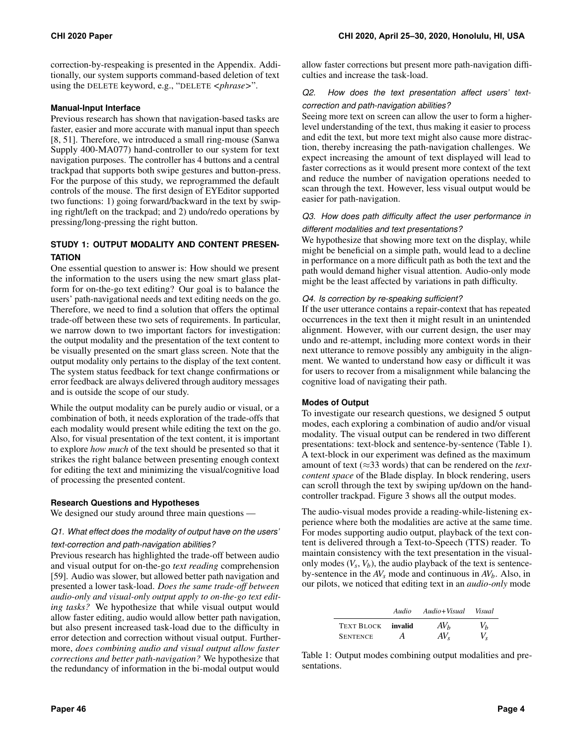correction-by-respeaking is presented in the Appendix. Additionally, our system supports command-based deletion of text using the DELETE keyword, e.g., "DELETE <*phrase*>".

### Manual-Input Interface

Previous research has shown that navigation-based tasks are faster, easier and more accurate with manual input than speech [8, 51]. Therefore, we introduced a small ring-mouse (Sanwa Supply 400-MA077) hand-controller to our system for text navigation purposes. The controller has 4 buttons and a central trackpad that supports both swipe gestures and button-press. For the purpose of this study, we reprogrammed the default controls of the mouse. The first design of EYEditor supported two functions: 1) going forward/backward in the text by swiping right/left on the trackpad; and 2) undo/redo operations by pressing/long-pressing the right button.

## STUDY 1: OUTPUT MODALITY AND CONTENT PRESENTATION

One essential question to answer is: How should we present the information to the users using the new smart glass platform for on-the-go text editing? Our goal is to balance the users' path-navigational needs and text editing needs on the go. Therefore, we need to find a solution that offers the optimal trade-off between these two sets of requirements. In particular, we narrow down to two important factors for investigation: the output modality and the presentation of the text content to be visually presented on the smart glass screen. Note that the output modality only pertains to the display of the text content. The system status feedback for text change confirmations or error feedback are always delivered through auditory messages and is outside the scope of our study.

While the output modality can be purely audio or visual, or a combination of both, it needs exploration of the trade-offs that each modality would present while editing the text on the go. Also, for visual presentation of the text content, it is important to explore *how much* of the text should be presented so that it strikes the right balance between presenting enough context for editing the text and minimizing the visual/cognitive load of processing the presented content.

### Research Questions and Hypotheses

We designed our study around three main questions —

#### *Q1. What effect does the modality of output have on the users' text-correction and path-navigation abilities?*

Previous research has highlighted the trade-off between audio and visual output for on-the-go *text reading* comprehension [59]. Audio was slower, but allowed better path navigation and presented a lower task-load. *Does the same trade-off between audio-only and visual-only output apply to on-the-go text editing tasks?* We hypothesize that while visual output would allow faster editing, audio would allow better path navigation, but also present increased task-load due to the difficulty in error detection and correction without visual output. Furthermore, *does combining audio and visual output allow faster corrections and better path-navigation?* We hypothesize that the redundancy of information in the bi-modal output would allow faster corrections but present more path-navigation difficulties and increase the task-load.

#### *Q2. How does the text presentation affect users' text-correction and path-navigation abilities?*

Seeing more text on screen can allow the user to form a higher-level understanding of the text, thus making it easier to process and edit the text, but more text might also cause more distraction, thereby increasing the path-navigation challenges. We expect increasing the amount of text displayed will lead to faster corrections as it would present more context of the text and reduce the number of navigation operations needed to scan through the text. However, less visual output would be easier for path-navigation.

#### *Q3. How does path difficulty affect the user performance in different modalities and text presentations?*

We hypothesize that showing more text on the display, while might be beneficial on a simple path, would lead to a decline in performance on a more difficult path as both the text and the path would demand higher visual attention. Audio-only mode might be the least affected by variations in path difficulty.

#### *Q4. Is correction by re-speaking sufficient?*

If the user utterance contains a repair-context that has repeated occurrences in the text then it might result in an unintended alignment. However, with our current design, the user may undo and re-attempt, including more context words in their next utterance to remove possibly any ambiguity in the alignment. We wanted to understand how easy or difficult it was for users to recover from a misalignment while balancing the cognitive load of navigating their path.

### Modes of Output

To investigate our research questions, we designed 5 output modes, each exploring a combination of audio and/or visual modality. The visual output can be rendered in two different presentations: text-block and sentence-by-sentence (Table 1). A text-block in our experiment was defined as the maximum amount of text (≈33 words) that can be rendered on the *text-content space* of the Blade display. In block rendering, users can scroll through the text by swiping up/down on the hand-controller trackpad. Figure 3 shows all the output modes.

The audio-visual modes provide a reading-while-listening experience where both the modalities are active at the same time. For modes supporting audio output, playback of the text content is delivered through a Text-to-Speech (TTS) reader. To maintain consistency with the text presentation in the visual-only modes ($V_s$, $V_b$), the audio playback of the text is sentence-by-sentence in the $AV_s$ mode and continuous in $AV_b$. Also, in our pilots, we noticed that editing text in an *audio-only* mode

| | *Audio* | *Audio+Visual* | *Visual* |
|---|---|---|---|
| TEXT BLOCK | **invalid** | $AV_b$ | $V_b$ |
| SENTENCE | $A$ | $AV_s$ | $V_s$ |

Table 1: Output modes combining output modalities and presentations.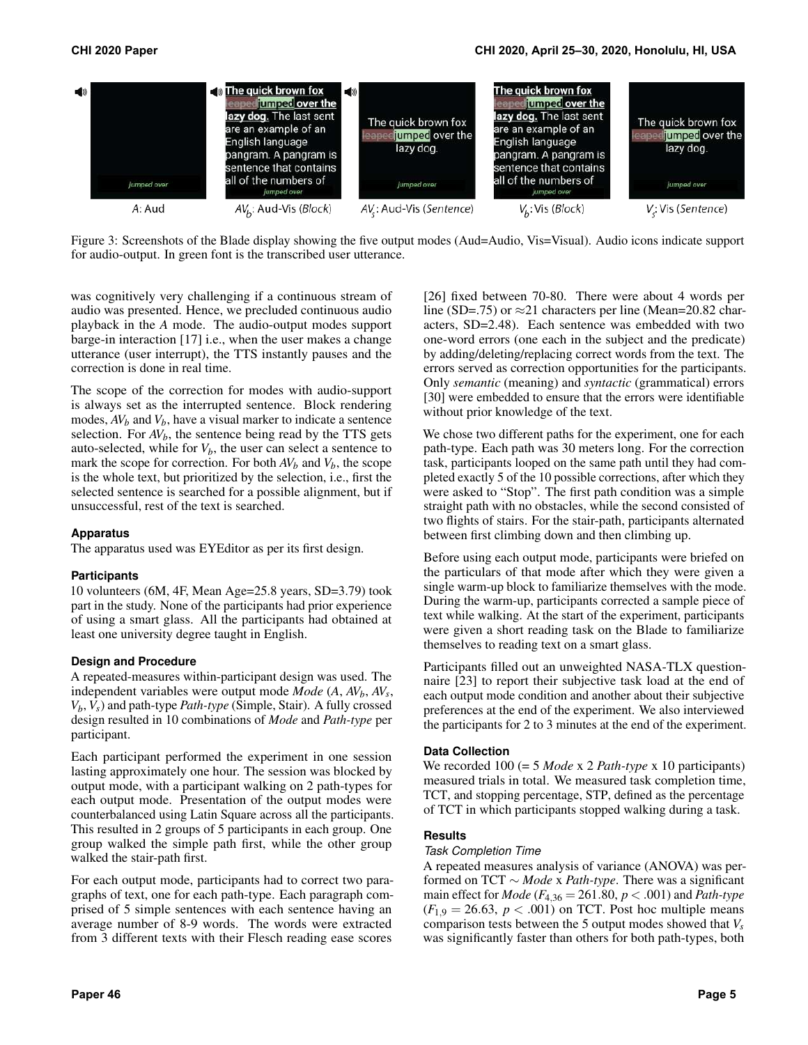Figure 3: Screenshots of the Blade display showing the five output modes (Aud=Audio, Vis=Visual). Audio icons indicate support for audio-output. In green font is the transcribed user utterance.

was cognitively very challenging if a continuous stream of audio was presented. Hence, we precluded continuous audio playback in the *A* mode. The audio-output modes support barge-in interaction [17] i.e., when the user makes a change utterance (user interrupt), the TTS instantly pauses and the correction is done in real time.

The scope of the correction for modes with audio-support is always set as the interrupted sentence. Block rendering modes, $AV_b$ and $V_b$, have a visual marker to indicate a sentence selection. For $AV_b$, the sentence being read by the TTS gets auto-selected, while for $V_b$, the user can select a sentence to mark the scope for correction. For both $AV_b$ and $V_b$, the scope is the whole text, but prioritized by the selection, i.e., first the selected sentence is searched for a possible alignment, but if unsuccessful, rest of the text is searched.

### Apparatus

The apparatus used was EYEditor as per its first design.

### Participants

10 volunteers (6M, 4F, Mean Age=25.8 years, SD=3.79) took part in the study. None of the participants had prior experience of using a smart glass. All the participants had obtained at least one university degree taught in English.

### Design and Procedure

A repeated-measures within-participant design was used. The independent variables were output mode *Mode* (*A*, $AV_b$, $AV_s$, $V_b$, $V_s$) and path-type *Path-type* (Simple, Stair). A fully crossed design resulted in 10 combinations of *Mode* and *Path-type* per participant.

Each participant performed the experiment in one session lasting approximately one hour. The session was blocked by output mode, with a participant walking on 2 path-types for each output mode. Presentation of the output modes were counterbalanced using Latin Square across all the participants. This resulted in 2 groups of 5 participants in each group. One group walked the simple path first, while the other group walked the stair-path first.

For each output mode, participants had to correct two paragraphs of text, one for each path-type. Each paragraph comprised of 5 simple sentences with each sentence having an average number of 8-9 words. The words were extracted from 3 different texts with their Flesch reading ease scores [26] fixed between 70-80. There were about 4 words per line (SD=.75) or ≈21 characters per line (Mean=20.82 characters, SD=2.48). Each sentence was embedded with two one-word errors (one each in the subject and the predicate) by adding/deleting/replacing correct words from the text. The errors served as correction opportunities for the participants. Only *semantic* (meaning) and *syntactic* (grammatical) errors [30] were embedded to ensure that the errors were identifiable without prior knowledge of the text.

We chose two different paths for the experiment, one for each path-type. Each path was 30 meters long. For the correction task, participants looped on the same path until they had completed exactly 5 of the 10 possible corrections, after which they were asked to "Stop". The first path condition was a simple straight path with no obstacles, while the second consisted of two flights of stairs. For the stair-path, participants alternated between first climbing down and then climbing up.

Before using each output mode, participants were briefed on the particulars of that mode after which they were given a single warm-up block to familiarize themselves with the mode. During the warm-up, participants corrected a sample piece of text while walking. At the start of the experiment, participants were given a short reading task on the Blade to familiarize themselves to reading text on a smart glass.

Participants filled out an unweighted NASA-TLX questionnaire [23] to report their subjective task load at the end of each output mode condition and another about their subjective preferences at the end of the experiment. We also interviewed the participants for 2 to 3 minutes at the end of the experiment.

### Data Collection

We recorded 100 (= 5 *Mode* x 2 *Path-type* x 10 participants) measured trials in total. We measured task completion time, TCT, and stopping percentage, STP, defined as the percentage of TCT in which participants stopped walking during a task.

### Results

#### *Task Completion Time*

A repeated measures analysis of variance (ANOVA) was performed on TCT ∼ *Mode* x *Path-type*. There was a significant main effect for *Mode* ($F_{4,36} = 261.80$, $p < .001$) and *Path-type* ($F_{1,9} = 26.63$, $p < .001$) on TCT. Post hoc multiple means comparison tests between the 5 output modes showed that $V_s$ was significantly faster than others for both path-types, both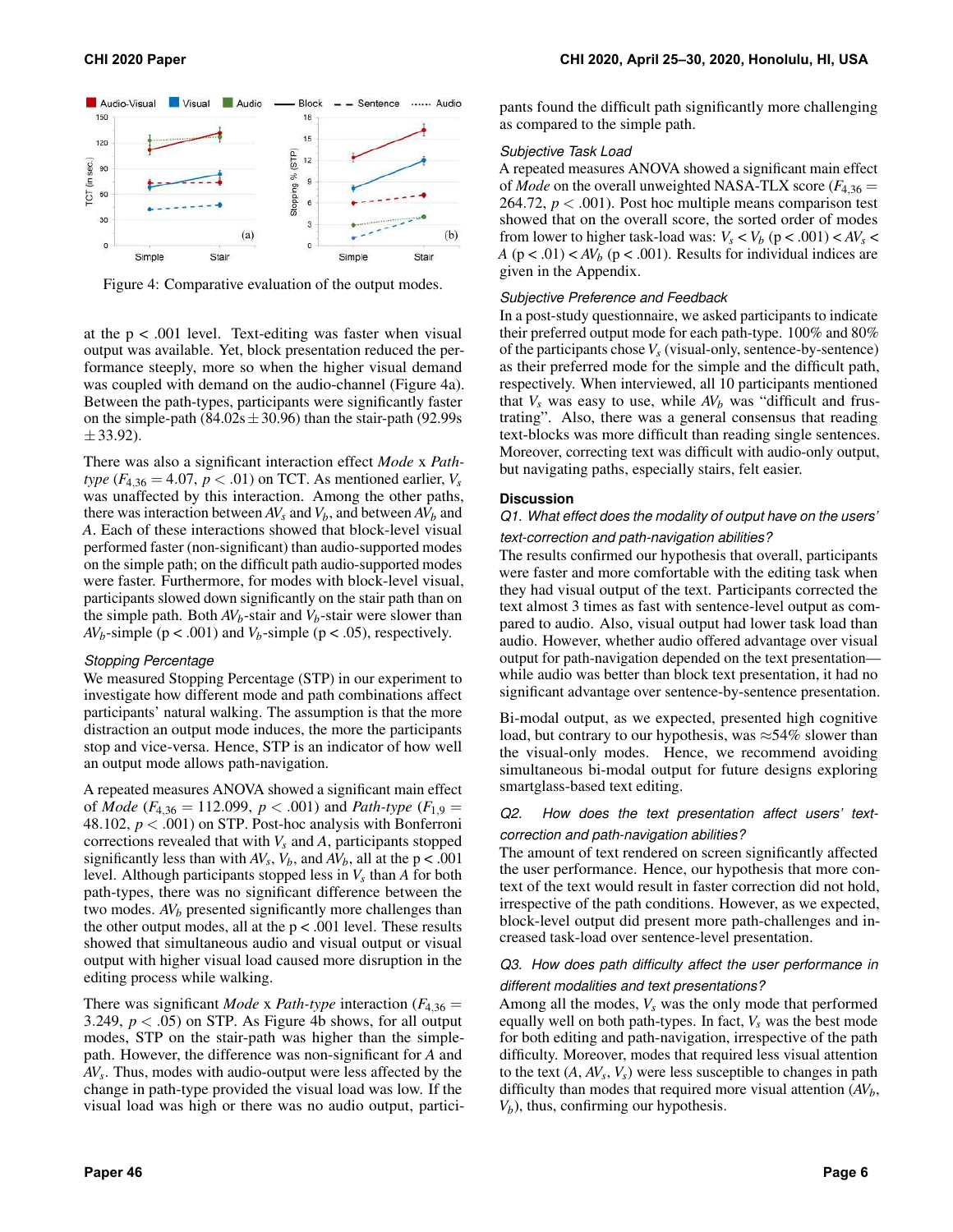Figure 4: Comparative evaluation of the output modes.

at the p < .001 level. Text-editing was faster when visual output was available. Yet, block presentation reduced the performance steeply, more so when the higher visual demand was coupled with demand on the audio-channel (Figure 4a). Between the path-types, participants were significantly faster on the simple-path (84.02s $\pm$ 30.96) than the stair-path (92.99s $\pm$ 33.92).

There was also a significant interaction effect *Mode* x *Path-type* ($F_{4,36} = 4.07$, $p < .01$) on TCT. As mentioned earlier, $V_s$ was unaffected by this interaction. Among the other paths, there was interaction between $AV_s$ and $V_b$, and between $AV_b$ and $A$. Each of these interactions showed that block-level visual performed faster (non-significant) than audio-supported modes on the simple path; on the difficult path audio-supported modes were faster. Furthermore, for modes with block-level visual, participants slowed down significantly on the stair path than on the simple path. Both $AV_b$-stair and $V_b$-stair were slower than $AV_b$-simple (p < .001) and $V_b$-simple (p < .05), respectively.

### Stopping Percentage

We measured Stopping Percentage (STP) in our experiment to investigate how different mode and path combinations affect participants' natural walking. The assumption is that the more distraction an output mode induces, the more the participants stop and vice-versa. Hence, STP is an indicator of how well an output mode allows path-navigation.

A repeated measures ANOVA showed a significant main effect of *Mode* ($F_{4,36} = 112.099$, $p < .001$) and *Path-type* ($F_{1,9} = 48.102$, $p < .001$) on STP. Post-hoc analysis with Bonferroni corrections revealed that with $V_s$ and $A$, participants stopped significantly less than with $AV_s$, $V_b$, and $AV_b$, all at the p < .001 level. Although participants stopped less in $V_s$ than $A$ for both path-types, there was no significant difference between the two modes. $AV_b$ presented significantly more challenges than the other output modes, all at the p < .001 level. These results showed that simultaneous audio and visual output or visual output with higher visual load caused more disruption in the editing process while walking.

There was significant *Mode* x *Path-type* interaction ($F_{4,36} = 3.249$, $p < .05$) on STP. As Figure 4b shows, for all output modes, STP on the stair-path was higher than the simple-path. However, the difference was non-significant for $A$ and $AV_s$. Thus, modes with audio-output were less affected by the change in path-type provided the visual load was low. If the visual load was high or there was no audio output, participants found the difficult path significantly more challenging as compared to the simple path.

### Subjective Task Load

A repeated measures ANOVA showed a significant main effect of *Mode* on the overall unweighted NASA-TLX score ($F_{4,36} = 264.72$, $p < .001$). Post hoc multiple means comparison test showed that on the overall score, the sorted order of modes from lower to higher task-load was: $V_s < V_b$ (p < .001) $< AV_s <$ $A$ (p < .01) $< AV_b$ (p < .001). Results for individual indices are given in the Appendix.

### Subjective Preference and Feedback

In a post-study questionnaire, we asked participants to indicate their preferred output mode for each path-type. 100% and 80% of the participants chose $V_s$ (visual-only, sentence-by-sentence) as their preferred mode for the simple and the difficult path, respectively. When interviewed, all 10 participants mentioned that $V_s$ was easy to use, while $AV_b$ was "difficult and frustrating". Also, there was a general consensus that reading text-blocks was more difficult than reading single sentences. Moreover, correcting text was difficult with audio-only output, but navigating paths, especially stairs, felt easier.

## Discussion

### Q1. What effect does the modality of output have on the users' text-correction and path-navigation abilities?

The results confirmed our hypothesis that overall, participants were faster and more comfortable with the editing task when they had visual output of the text. Participants corrected the text almost 3 times as fast with sentence-level output as compared to audio. Also, visual output had lower task load than audio. However, whether audio offered advantage over visual output for path-navigation depended on the text presentation—while audio was better than block text presentation, it had no significant advantage over sentence-by-sentence presentation.

Bi-modal output, as we expected, presented high cognitive load, but contrary to our hypothesis, was $\approx$54% slower than the visual-only modes. Hence, we recommend avoiding simultaneous bi-modal output for future designs exploring smartglass-based text editing.

### Q2. How does the text presentation affect users' text-correction and path-navigation abilities?

The amount of text rendered on screen significantly affected the user performance. Hence, our hypothesis that more context of the text would result in faster correction did not hold, irrespective of the path conditions. However, as we expected, block-level output did present more path-challenges and increased task-load over sentence-level presentation.

### Q3. How does path difficulty affect the user performance in different modalities and text presentations?

Among all the modes, $V_s$ was the only mode that performed equally well on both path-types. In fact, $V_s$ was the best mode for both editing and path-navigation, irrespective of the path difficulty. Moreover, modes that required less visual attention to the text ($A$, $AV_s$, $V_s$) were less susceptible to changes in path difficulty than modes that required more visual attention ($AV_b$, $V_b$), thus, confirming our hypothesis.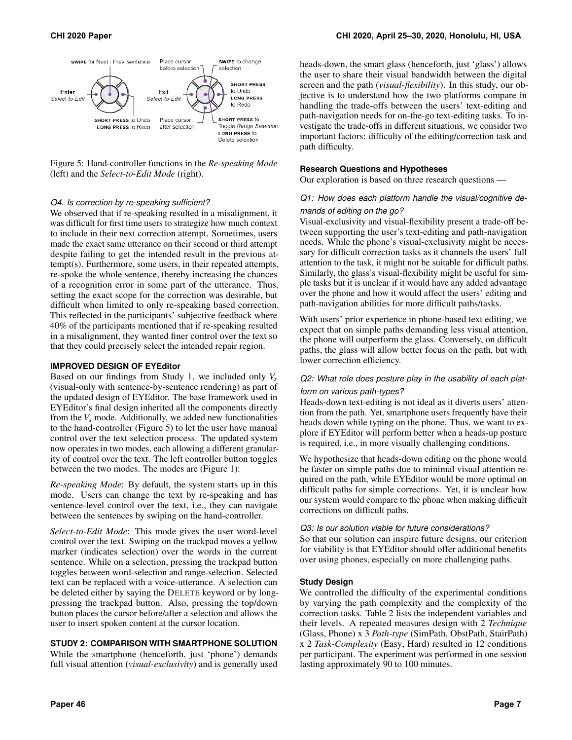Figure 5: Hand-controller functions in the *Re-speaking Mode* (left) and the *Select-to-Edit Mode* (right).

*Q4. Is correction by re-speaking sufficient?*

We observed that if re-speaking resulted in a misalignment, it was difficult for first time users to strategize how much context to include in their next correction attempt. Sometimes, users made the exact same utterance on their second or third attempt despite failing to get the intended result in the previous attempt(s). Furthermore, some users, in their repeated attempts, re-spoke the whole sentence, thereby increasing the chances of a recognition error in some part of the utterance. Thus, setting the exact scope for the correction was desirable, but difficult when limited to only re-speaking based correction. This reflected in the participants' subjective feedback where 40% of the participants mentioned that if re-speaking resulted in a misalignment, they wanted finer control over the text so that they could precisely select the intended repair region.

## IMPROVED DESIGN OF EYEditor

Based on our findings from Study 1, we included only $V_s$ (visual-only with sentence-by-sentence rendering) as part of the updated design of EYEditor. The base framework used in EYEditor's final design inherited all the components directly from the $V_s$ mode. Additionally, we added new functionalities to the hand-controller (Figure 5) to let the user have manual control over the text selection process. The updated system now operates in two modes, each allowing a different granularity of control over the text. The left controller button toggles between the two modes. The modes are (Figure 1):

*Re-speaking Mode*: By default, the system starts up in this mode. Users can change the text by re-speaking and has sentence-level control over the text, i.e., they can navigate between the sentences by swiping on the hand-controller.

*Select-to-Edit Mode*: This mode gives the user word-level control over the text. Swiping on the trackpad moves a yellow marker (indicates selection) over the words in the current sentence. While on a selection, pressing the trackpad button toggles between word-selection and range-selection. Selected text can be replaced with a voice-utterance. A selection can be deleted either by saying the DELETE keyword or by long-pressing the trackpad button. Also, pressing the top/down button places the cursor before/after a selection and allows the user to insert spoken content at the cursor location.

## STUDY 2: COMPARISON WITH SMARTPHONE SOLUTION

While the smartphone (henceforth, just 'phone') demands full visual attention (*visual-exclusivity*) and is generally used heads-down, the smart glass (henceforth, just 'glass') allows the user to share their visual bandwidth between the digital screen and the path (*visual-flexibility*). In this study, our objective is to understand how the two platforms compare in handling the trade-offs between the users' text-editing and path-navigation needs for on-the-go text-editing tasks. To investigate the trade-offs in different situations, we consider two important factors: difficulty of the editing/correction task and path difficulty.

### Research Questions and Hypotheses

Our exploration is based on three research questions —

*Q1: How does each platform handle the visual/cognitive demands of editing on the go?*

Visual-exclusivity and visual-flexibility present a trade-off between supporting the user's text-editing and path-navigation needs. While the phone's visual-exclusivity might be necessary for difficult correction tasks as it channels the users' full attention to the task, it might not be suitable for difficult paths. Similarly, the glass's visual-flexibility might be useful for simple tasks but it is unclear if it would have any added advantage over the phone and how it would affect the users' editing and path-navigation abilities for more difficult paths/tasks.

With users' prior experience in phone-based text editing, we expect that on simple paths demanding less visual attention, the phone will outperform the glass. Conversely, on difficult paths, the glass will allow better focus on the path, but with lower correction efficiency.

*Q2: What role does posture play in the usability of each platform on various path-types?*

Heads-down text-editing is not ideal as it diverts users' attention from the path. Yet, smartphone users frequently have their heads down while typing on the phone. Thus, we want to explore if EYEditor will perform better when a heads-up posture is required, i.e., in more visually challenging conditions.

We hypothesize that heads-down editing on the phone would be faster on simple paths due to minimal visual attention required on the path, while EYEditor would be more optimal on difficult paths for simple corrections. Yet, it is unclear how our system would compare to the phone when making difficult corrections on difficult paths.

*Q3: Is our solution viable for future considerations?*

So that our solution can inspire future designs, our criterion for viability is that EYEditor should offer additional benefits over using phones, especially on more challenging paths.

### Study Design

We controlled the difficulty of the experimental conditions by varying the path complexity and the complexity of the correction tasks. Table 2 lists the independent variables and their levels. A repeated measures design with 2 *Technique* (Glass, Phone) x 3 *Path-type* (SimPath, ObstPath, StairPath) x 2 *Task-Complexity* (Easy, Hard) resulted in 12 conditions per participant. The experiment was performed in one session lasting approximately 90 to 100 minutes.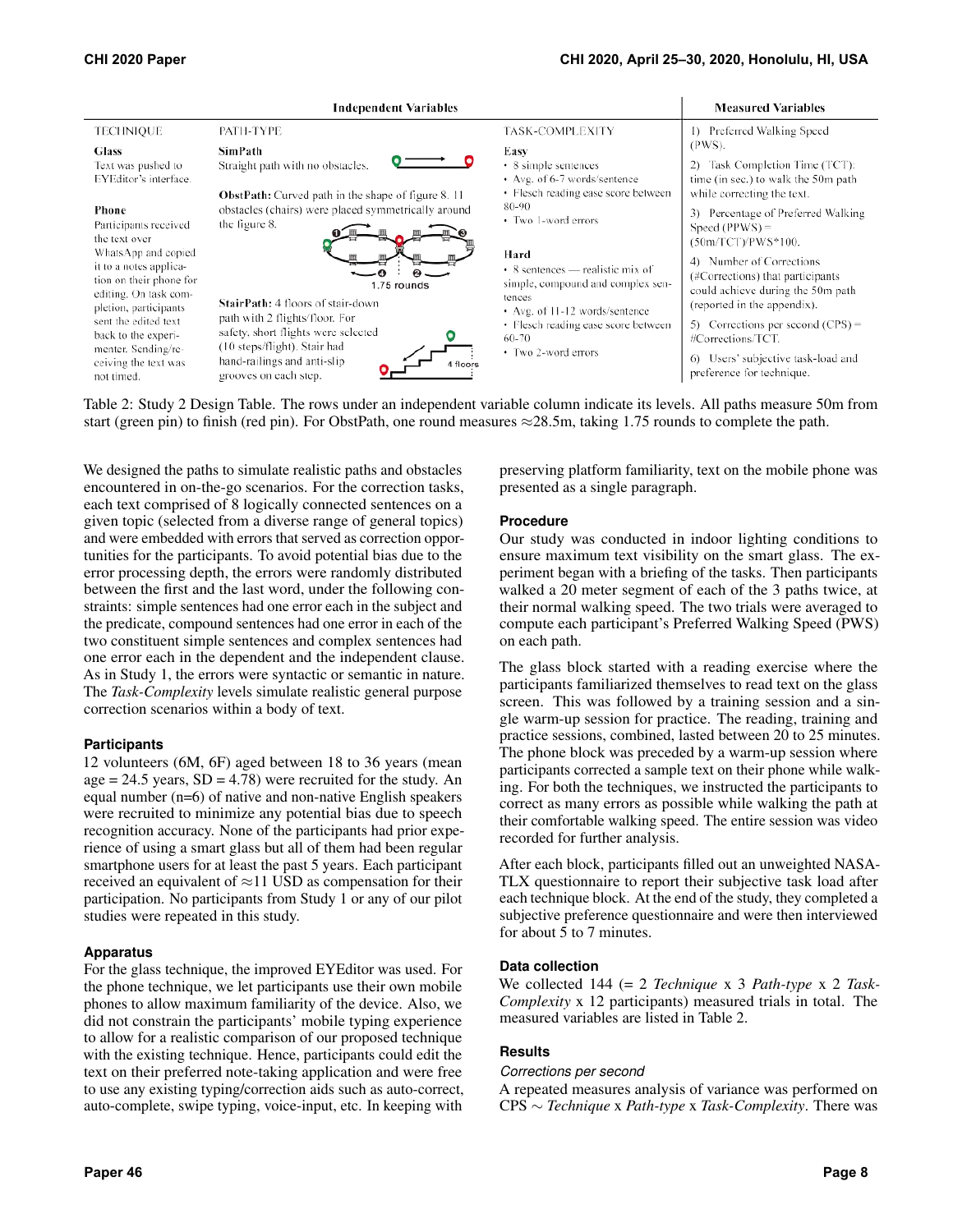| Independent Variables | | | Measured Variables |
|---|---|---|---|
| TECHNIQUE | PATH-TYPE | TASK-COMPLEXITY | 1) Preferred Walking Speed (PWS). |
| **Glass** Text was pushed to EYEditor's interface. **Phone** Participants received the text over WhatsApp and copied it to a notes application on their phone for editing. On task completion, participants sent the edited text back to the experimenter. Sending/receiving the text was not timed. | **SimPath** Straight path with no obstacles. **ObstPath:** Curved path in the shape of figure 8. 11 obstacles (chairs) were placed symmetrically around the figure 8. (1.75 rounds) **StairPath:** 4 floors of stair-down path with 2 flights/floor. For safety, short flights were selected (10 steps/flight). Stair had hand-railings and anti-slip grooves on each step. | **Easy** • 8 simple sentences • Avg. of 6-7 words/sentence • Flesch reading ease score between 80-90 • Two 1-word errors **Hard** • 8 sentences — realistic mix of simple, compound and complex sentences • Avg. of 11-12 words/sentence • Flesch reading ease score between 60-70 • Two 2-word errors | 2) Task Completion Time (TCT): time (in sec.) to walk the 50m path while correcting the text. 3) Percentage of Preferred Walking Speed (PPWS) = (50m/TCT)/PWS*100. 4) Number of Corrections (#Corrections) that participants could achieve during the 50m path (reported in the appendix). 5) Corrections per second (CPS) = #Corrections/TCT. 6) Users' subjective task-load and preference for technique. |

Table 2: Study 2 Design Table. The rows under an independent variable column indicate its levels. All paths measure 50m from start (green pin) to finish (red pin). For ObstPath, one round measures ≈28.5m, taking 1.75 rounds to complete the path.

We designed the paths to simulate realistic paths and obstacles encountered in on-the-go scenarios. For the correction tasks, each text comprised of 8 logically connected sentences on a given topic (selected from a diverse range of general topics) and were embedded with errors that served as correction opportunities for the participants. To avoid potential bias due to the error processing depth, the errors were randomly distributed between the first and the last word, under the following constraints: simple sentences had one error each in the subject and the predicate, compound sentences had one error in each of the two constituent simple sentences and complex sentences had one error each in the dependent and the independent clause. As in Study 1, the errors were syntactic or semantic in nature. The *Task-Complexity* levels simulate realistic general purpose correction scenarios within a body of text.

### Participants

12 volunteers (6M, 6F) aged between 18 to 36 years (mean age = 24.5 years, SD = 4.78) were recruited for the study. An equal number (n=6) of native and non-native English speakers were recruited to minimize any potential bias due to speech recognition accuracy. None of the participants had prior experience of using a smart glass but all of them had been regular smartphone users for at least the past 5 years. Each participant received an equivalent of ≈11 USD as compensation for their participation. No participants from Study 1 or any of our pilot studies were repeated in this study.

### Apparatus

For the glass technique, the improved EYEditor was used. For the phone technique, we let participants use their own mobile phones to allow maximum familiarity of the device. Also, we did not constrain the participants' mobile typing experience to allow for a realistic comparison of our proposed technique with the existing technique. Hence, participants could edit the text on their preferred note-taking application and were free to use any existing typing/correction aids such as auto-correct, auto-complete, swipe typing, voice-input, etc. In keeping with preserving platform familiarity, text on the mobile phone was presented as a single paragraph.

### Procedure

Our study was conducted in indoor lighting conditions to ensure maximum text visibility on the smart glass. The experiment began with a briefing of the tasks. Then participants walked a 20 meter segment of each of the 3 paths twice, at their normal walking speed. The two trials were averaged to compute each participant's Preferred Walking Speed (PWS) on each path.

The glass block started with a reading exercise where the participants familiarized themselves to read text on the glass screen. This was followed by a training session and a single warm-up session for practice. The reading, training and practice sessions, combined, lasted between 20 to 25 minutes. The phone block was preceded by a warm-up session where participants corrected a sample text on their phone while walking. For both the techniques, we instructed the participants to correct as many errors as possible while walking the path at their comfortable walking speed. The entire session was video recorded for further analysis.

After each block, participants filled out an unweighted NASA-TLX questionnaire to report their subjective task load after each technique block. At the end of the study, they completed a subjective preference questionnaire and were then interviewed for about 5 to 7 minutes.

### Data collection

We collected 144 (= 2 *Technique* x 3 *Path-type* x 2 *Task-Complexity* x 12 participants) measured trials in total. The measured variables are listed in Table 2.

### Results

#### *Corrections per second*

A repeated measures analysis of variance was performed on CPS $\sim$ *Technique* x *Path-type* x *Task-Complexity*. There was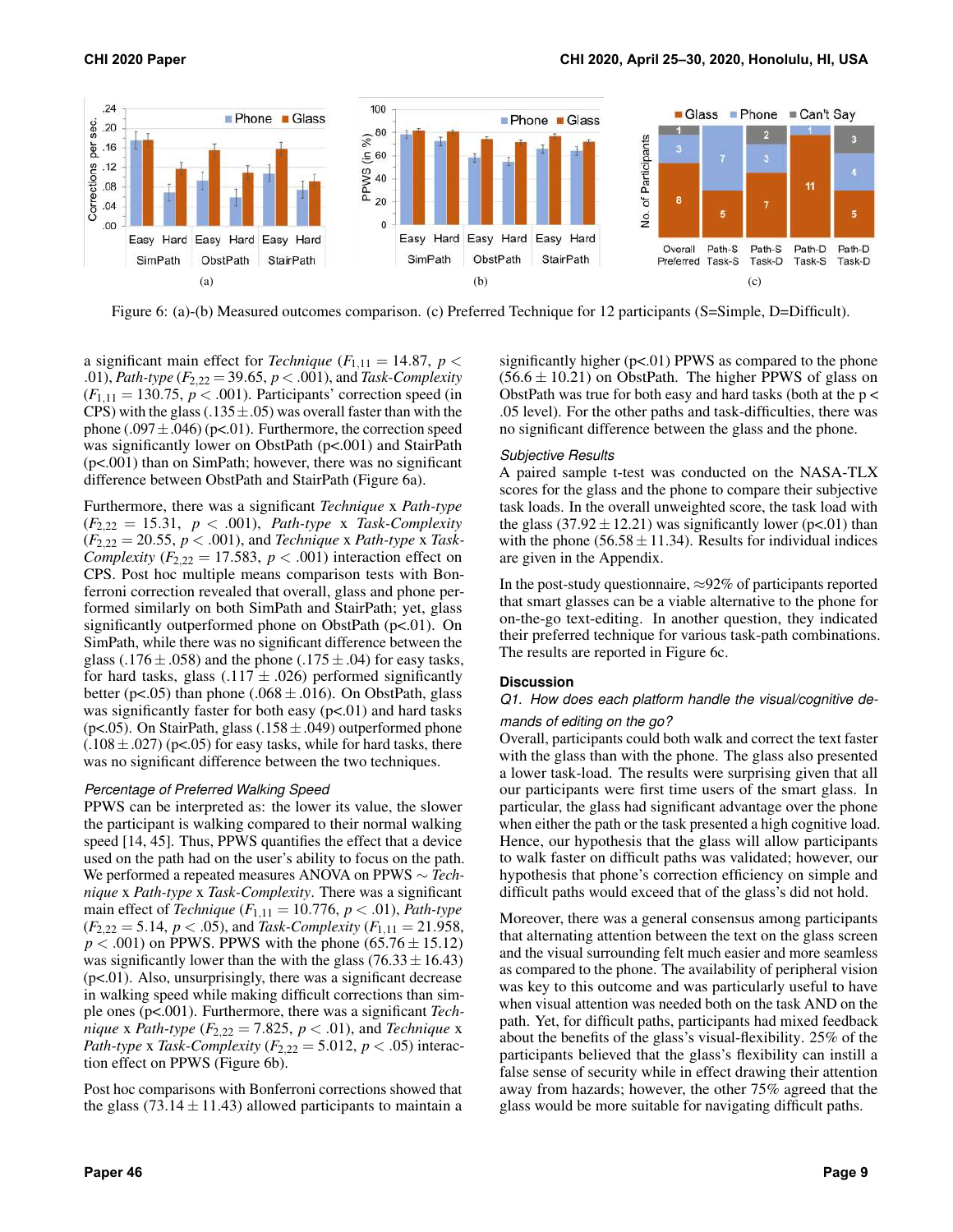Figure 6: (a)-(b) Measured outcomes comparison. (c) Preferred Technique for 12 participants (S=Simple, D=Difficult).

a significant main effect for *Technique* ($F_{1,11} = 14.87$, $p < .01$), *Path-type* ($F_{2,22} = 39.65$, $p < .001$), and *Task-Complexity* ($F_{1,11} = 130.75$, $p < .001$). Participants' correction speed (in CPS) with the glass ($.135 \pm .05$) was overall faster than with the phone ($.097 \pm .046$) (p<.01). Furthermore, the correction speed was significantly lower on ObstPath (p<.001) and StairPath (p<.001) than on SimPath; however, there was no significant difference between ObstPath and StairPath (Figure 6a).

Furthermore, there was a significant *Technique* x *Path-type* ($F_{2,22} = 15.31$, $p < .001$), *Path-type* x *Task-Complexity* ($F_{2,22} = 20.55$, $p < .001$), and *Technique* x *Path-type* x *Task-Complexity* ($F_{2,22} = 17.583$, $p < .001$) interaction effect on CPS. Post hoc multiple means comparison tests with Bonferroni correction revealed that overall, glass and phone performed similarly on both SimPath and StairPath; yet, glass significantly outperformed phone on ObstPath (p<.01). On SimPath, while there was no significant difference between the glass ($.176 \pm .058$) and the phone ($.175 \pm .04$) for easy tasks, for hard tasks, glass ($.117 \pm .026$) performed significantly better (p<.05) than phone ($.068 \pm .016$). On ObstPath, glass was significantly faster for both easy (p<.01) and hard tasks (p<.05). On StairPath, glass ($.158 \pm .049$) outperformed phone ($.108 \pm .027$) (p<.05) for easy tasks, while for hard tasks, there was no significant difference between the two techniques.

### *Percentage of Preferred Walking Speed*

PPWS can be interpreted as: the lower its value, the slower the participant is walking compared to their normal walking speed [14, 45]. Thus, PPWS quantifies the effect that a device used on the path had on the user's ability to focus on the path. We performed a repeated measures ANOVA on PPWS $\sim$ *Technique* x *Path-type* x *Task-Complexity*. There was a significant main effect of *Technique* ($F_{1,11} = 10.776$, $p < .01$), *Path-type* ($F_{2,22} = 5.14$, $p < .05$), and *Task-Complexity* ($F_{1,11} = 21.958$, $p < .001$) on PPWS. PPWS with the phone ($65.76 \pm 15.12$) was significantly lower than the with the glass ($76.33 \pm 16.43$) (p<.01). Also, unsurprisingly, there was a significant decrease in walking speed while making difficult corrections than simple ones (p<.001). Furthermore, there was a significant *Technique* x *Path-type* ($F_{2,22} = 7.825$, $p < .01$), and *Technique* x *Path-type* x *Task-Complexity* ($F_{2,22} = 5.012$, $p < .05$) interaction effect on PPWS (Figure 6b).

Post hoc comparisons with Bonferroni corrections showed that the glass ($73.14 \pm 11.43$) allowed participants to maintain a significantly higher (p<.01) PPWS as compared to the phone ($56.6 \pm 10.21$) on ObstPath. The higher PPWS of glass on ObstPath was true for both easy and hard tasks (both at the p < .05 level). For the other paths and task-difficulties, there was no significant difference between the glass and the phone.

### *Subjective Results*

A paired sample t-test was conducted on the NASA-TLX scores for the glass and the phone to compare their subjective task loads. In the overall unweighted score, the task load with the glass ($37.92 \pm 12.21$) was significantly lower (p<.01) than with the phone ($56.58 \pm 11.34$). Results for individual indices are given in the Appendix.

In the post-study questionnaire, $\approx$92% of participants reported that smart glasses can be a viable alternative to the phone for on-the-go text-editing. In another question, they indicated their preferred technique for various task-path combinations. The results are reported in Figure 6c.

## Discussion

### *Q1. How does each platform handle the visual/cognitive demands of editing on the go?*

Overall, participants could both walk and correct the text faster with the glass than with the phone. The glass also presented a lower task-load. The results were surprising given that all our participants were first time users of the smart glass. In particular, the glass had significant advantage over the phone when either the path or the task presented a high cognitive load. Hence, our hypothesis that the glass will allow participants to walk faster on difficult paths was validated; however, our hypothesis that phone's correction efficiency on simple and difficult paths would exceed that of the glass's did not hold.

Moreover, there was a general consensus among participants that alternating attention between the text on the glass screen and the visual surrounding felt much easier and more seamless as compared to the phone. The availability of peripheral vision was key to this outcome and was particularly useful to have when visual attention was needed both on the task AND on the path. Yet, for difficult paths, participants had mixed feedback about the benefits of the glass's visual-flexibility. 25% of the participants believed that the glass's flexibility can instill a false sense of security while in effect drawing their attention away from hazards; however, the other 75% agreed that the glass would be more suitable for navigating difficult paths.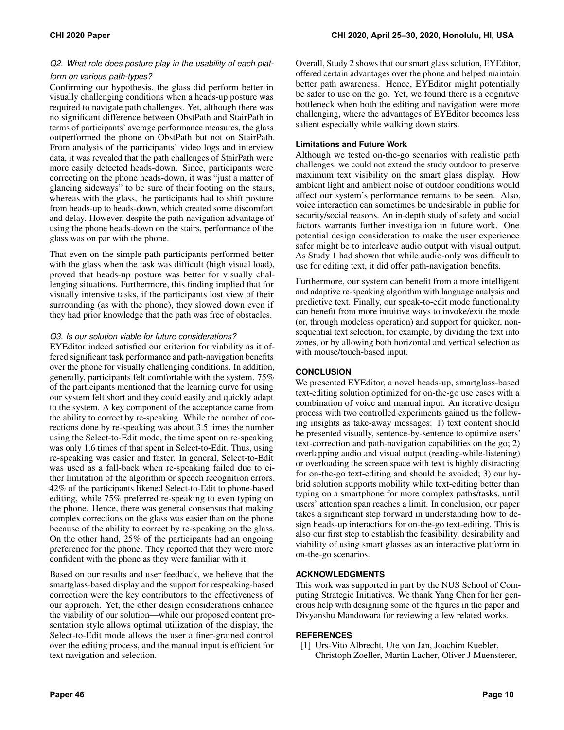*Q2. What role does posture play in the usability of each platform on various path-types?*

Confirming our hypothesis, the glass did perform better in visually challenging conditions when a heads-up posture was required to navigate path challenges. Yet, although there was no significant difference between ObstPath and StairPath in terms of participants' average performance measures, the glass outperformed the phone on ObstPath but not on StairPath. From analysis of the participants' video logs and interview data, it was revealed that the path challenges of StairPath were more easily detected heads-down. Since, participants were correcting on the phone heads-down, it was "just a matter of glancing sideways" to be sure of their footing on the stairs, whereas with the glass, the participants had to shift posture from heads-up to heads-down, which created some discomfort and delay. However, despite the path-navigation advantage of using the phone heads-down on the stairs, performance of the glass was on par with the phone.

That even on the simple path participants performed better with the glass when the task was difficult (high visual load), proved that heads-up posture was better for visually challenging situations. Furthermore, this finding implied that for visually intensive tasks, if the participants lost view of their surrounding (as with the phone), they slowed down even if they had prior knowledge that the path was free of obstacles.

*Q3. Is our solution viable for future considerations?*

EYEditor indeed satisfied our criterion for viability as it offered significant task performance and path-navigation benefits over the phone for visually challenging conditions. In addition, generally, participants felt comfortable with the system. 75% of the participants mentioned that the learning curve for using our system felt short and they could easily and quickly adapt to the system. A key component of the acceptance came from the ability to correct by re-speaking. While the number of corrections done by re-speaking was about 3.5 times the number using the Select-to-Edit mode, the time spent on re-speaking was only 1.6 times of that spent in Select-to-Edit. Thus, using re-speaking was easier and faster. In general, Select-to-Edit was used as a fall-back when re-speaking failed due to either limitation of the algorithm or speech recognition errors. 42% of the participants likened Select-to-Edit to phone-based editing, while 75% preferred re-speaking to even typing on the phone. Hence, there was general consensus that making complex corrections on the glass was easier than on the phone because of the ability to correct by re-speaking on the glass. On the other hand, 25% of the participants had an ongoing preference for the phone. They reported that they were more confident with the phone as they were familiar with it.

Based on our results and user feedback, we believe that the smartglass-based display and the support for respeaking-based correction were the key contributors to the effectiveness of our approach. Yet, the other design considerations enhance the viability of our solution—while our proposed content presentation style allows optimal utilization of the display, the Select-to-Edit mode allows the user a finer-grained control over the editing process, and the manual input is efficient for text navigation and selection.

Overall, Study 2 shows that our smart glass solution, EYEditor, offered certain advantages over the phone and helped maintain better path awareness. Hence, EYEditor might potentially be safer to use on the go. Yet, we found there is a cognitive bottleneck when both the editing and navigation were more challenging, where the advantages of EYEditor becomes less salient especially while walking down stairs.

### Limitations and Future Work

Although we tested on-the-go scenarios with realistic path challenges, we could not extend the study outdoor to preserve maximum text visibility on the smart glass display. How ambient light and ambient noise of outdoor conditions would affect our system's performance remains to be seen. Also, voice interaction can sometimes be undesirable in public for security/social reasons. An in-depth study of safety and social factors warrants further investigation in future work. One potential design consideration to make the user experience safer might be to interleave audio output with visual output. As Study 1 had shown that while audio-only was difficult to use for editing text, it did offer path-navigation benefits.

Furthermore, our system can benefit from a more intelligent and adaptive re-speaking algorithm with language analysis and predictive text. Finally, our speak-to-edit mode functionality can benefit from more intuitive ways to invoke/exit the mode (or, through modeless operation) and support for quicker, non-sequential text selection, for example, by dividing the text into zones, or by allowing both horizontal and vertical selection as with mouse/touch-based input.

## CONCLUSION

We presented EYEditor, a novel heads-up, smartglass-based text-editing solution optimized for on-the-go use cases with a combination of voice and manual input. An iterative design process with two controlled experiments gained us the following insights as take-away messages: 1) text content should be presented visually, sentence-by-sentence to optimize users' text-correction and path-navigation capabilities on the go; 2) overlapping audio and visual output (reading-while-listening) or overloading the screen space with text is highly distracting for on-the-go text-editing and should be avoided; 3) our hybrid solution supports mobility while text-editing better than typing on a smartphone for more complex paths/tasks, until users' attention span reaches a limit. In conclusion, our paper takes a significant step forward in understanding how to design heads-up interactions for on-the-go text-editing. This is also our first step to establish the feasibility, desirability and viability of using smart glasses as an interactive platform in on-the-go scenarios.

## ACKNOWLEDGMENTS

This work was supported in part by the NUS School of Computing Strategic Initiatives. We thank Yang Chen for her generous help with designing some of the figures in the paper and Divyanshu Mandowara for reviewing a few related works.

## REFERENCES

[1] Urs-Vito Albrecht, Ute von Jan, Joachim Kuebler, Christoph Zoeller, Martin Lacher, Oliver J Muensterer,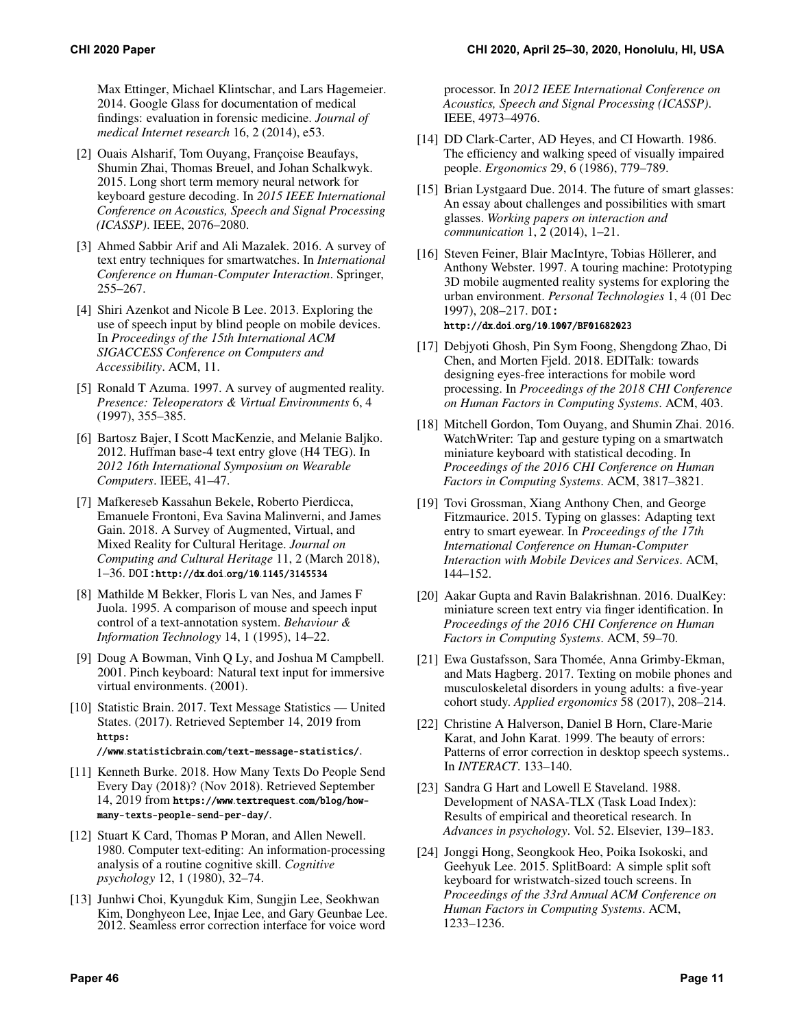Max Ettinger, Michael Klintschar, and Lars Hagemeier. 2014. Google Glass for documentation of medical findings: evaluation in forensic medicine. *Journal of medical Internet research* 16, 2 (2014), e53.

[2] Ouais Alsharif, Tom Ouyang, Françoise Beaufays, Shumin Zhai, Thomas Breuel, and Johan Schalkwyk. 2015. Long short term memory neural network for keyboard gesture decoding. In *2015 IEEE International Conference on Acoustics, Speech and Signal Processing (ICASSP)*. IEEE, 2076–2080.

[3] Ahmed Sabbir Arif and Ali Mazalek. 2016. A survey of text entry techniques for smartwatches. In *International Conference on Human-Computer Interaction*. Springer, 255–267.

[4] Shiri Azenkot and Nicole B Lee. 2013. Exploring the use of speech input by blind people on mobile devices. In *Proceedings of the 15th International ACM SIGACCESS Conference on Computers and Accessibility*. ACM, 11.

[5] Ronald T Azuma. 1997. A survey of augmented reality. *Presence: Teleoperators & Virtual Environments* 6, 4 (1997), 355–385.

[6] Bartosz Bajer, I Scott MacKenzie, and Melanie Baljko. 2012. Huffman base-4 text entry glove (H4 TEG). In *2012 16th International Symposium on Wearable Computers*. IEEE, 41–47.

[7] Mafkereseb Kassahun Bekele, Roberto Pierdicca, Emanuele Frontoni, Eva Savina Malinverni, and James Gain. 2018. A Survey of Augmented, Virtual, and Mixed Reality for Cultural Heritage. *Journal on Computing and Cultural Heritage* 11, 2 (March 2018), 1–36. DOI:http://dx.doi.org/10.1145/3145534

[8] Mathilde M Bekker, Floris L van Nes, and James F Juola. 1995. A comparison of mouse and speech input control of a text-annotation system. *Behaviour & Information Technology* 14, 1 (1995), 14–22.

[9] Doug A Bowman, Vinh Q Ly, and Joshua M Campbell. 2001. Pinch keyboard: Natural text input for immersive virtual environments. (2001).

[10] Statistic Brain. 2017. Text Message Statistics — United States. (2017). Retrieved September 14, 2019 from https://www.statisticbrain.com/text-message-statistics/.

[11] Kenneth Burke. 2018. How Many Texts Do People Send Every Day (2018)? (Nov 2018). Retrieved September 14, 2019 from https://www.textrequest.com/blog/how-many-texts-people-send-per-day/.

[12] Stuart K Card, Thomas P Moran, and Allen Newell. 1980. Computer text-editing: An information-processing analysis of a routine cognitive skill. *Cognitive psychology* 12, 1 (1980), 32–74.

[13] Junhwi Choi, Kyungduk Kim, Sungjin Lee, Seokhwan Kim, Donghyeon Lee, Injae Lee, and Gary Geunbae Lee. 2012. Seamless error correction interface for voice word processor. In *2012 IEEE International Conference on Acoustics, Speech and Signal Processing (ICASSP)*. IEEE, 4973–4976.

[14] DD Clark-Carter, AD Heyes, and CI Howarth. 1986. The efficiency and walking speed of visually impaired people. *Ergonomics* 29, 6 (1986), 779–789.

[15] Brian Lystgaard Due. 2014. The future of smart glasses: An essay about challenges and possibilities with smart glasses. *Working papers on interaction and communication* 1, 2 (2014), 1–21.

[16] Steven Feiner, Blair MacIntyre, Tobias Höllerer, and Anthony Webster. 1997. A touring machine: Prototyping 3D mobile augmented reality systems for exploring the urban environment. *Personal Technologies* 1, 4 (01 Dec 1997), 208–217. DOI: http://dx.doi.org/10.1007/BF01682023

[17] Debjyoti Ghosh, Pin Sym Foong, Shengdong Zhao, Di Chen, and Morten Fjeld. 2018. EDITalk: towards designing eyes-free interactions for mobile word processing. In *Proceedings of the 2018 CHI Conference on Human Factors in Computing Systems*. ACM, 403.

[18] Mitchell Gordon, Tom Ouyang, and Shumin Zhai. 2016. WatchWriter: Tap and gesture typing on a smartwatch miniature keyboard with statistical decoding. In *Proceedings of the 2016 CHI Conference on Human Factors in Computing Systems*. ACM, 3817–3821.

[19] Tovi Grossman, Xiang Anthony Chen, and George Fitzmaurice. 2015. Typing on glasses: Adapting text entry to smart eyewear. In *Proceedings of the 17th International Conference on Human-Computer Interaction with Mobile Devices and Services*. ACM, 144–152.

[20] Aakar Gupta and Ravin Balakrishnan. 2016. DualKey: miniature screen text entry via finger identification. In *Proceedings of the 2016 CHI Conference on Human Factors in Computing Systems*. ACM, 59–70.

[21] Ewa Gustafsson, Sara Thomée, Anna Grimby-Ekman, and Mats Hagberg. 2017. Texting on mobile phones and musculoskeletal disorders in young adults: a five-year cohort study. *Applied ergonomics* 58 (2017), 208–214.

[22] Christine A Halverson, Daniel B Horn, Clare-Marie Karat, and John Karat. 1999. The beauty of errors: Patterns of error correction in desktop speech systems.. In *INTERACT*. 133–140.

[23] Sandra G Hart and Lowell E Staveland. 1988. Development of NASA-TLX (Task Load Index): Results of empirical and theoretical research. In *Advances in psychology*. Vol. 52. Elsevier, 139–183.

[24] Jonggi Hong, Seongkook Heo, Poika Isokoski, and Geehyuk Lee. 2015. SplitBoard: A simple split soft keyboard for wristwatch-sized touch screens. In *Proceedings of the 33rd Annual ACM Conference on Human Factors in Computing Systems*. ACM, 1233–1236.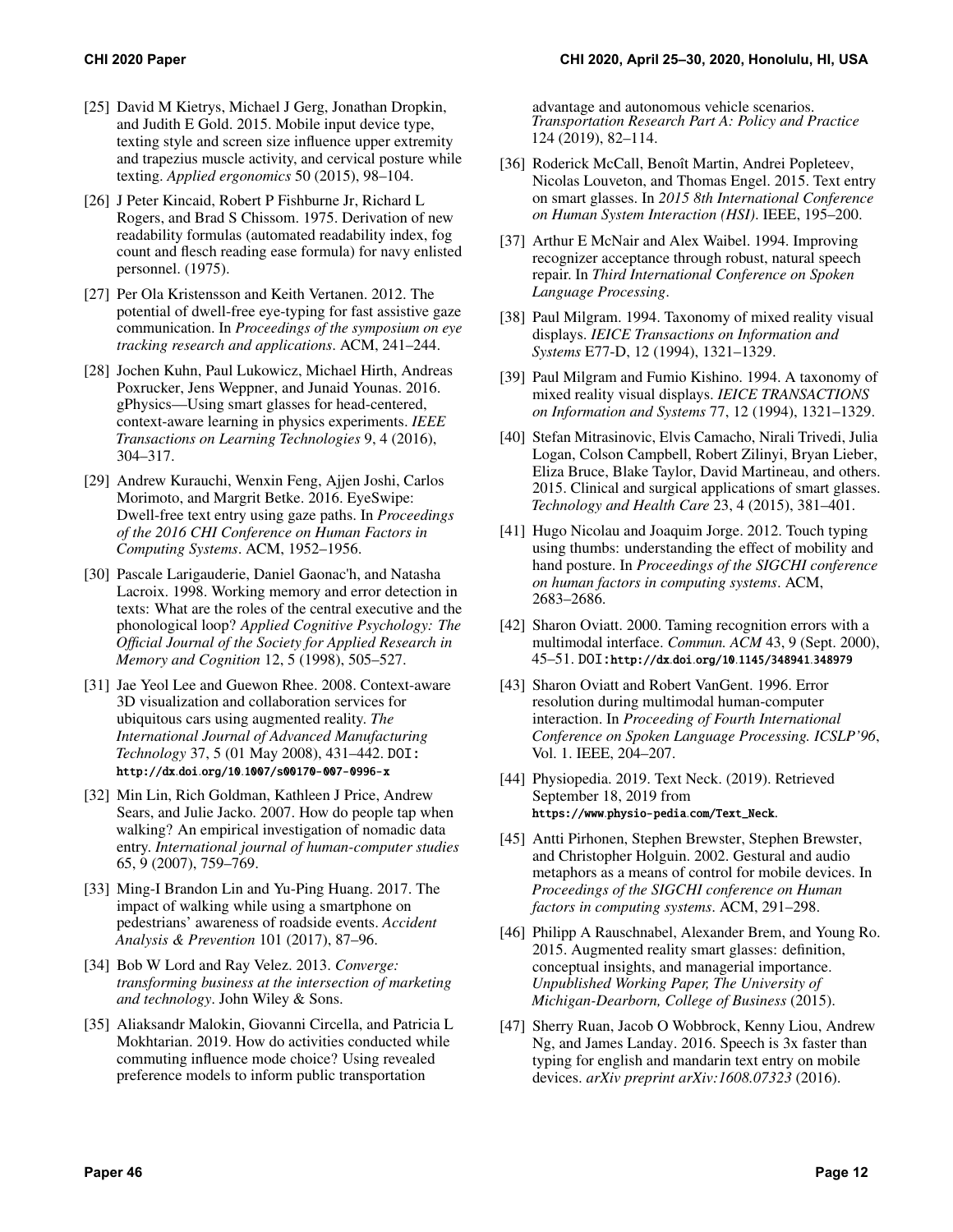[25] David M Kietrys, Michael J Gerg, Jonathan Dropkin, and Judith E Gold. 2015. Mobile input device type, texting style and screen size influence upper extremity and trapezius muscle activity, and cervical posture while texting. *Applied ergonomics* 50 (2015), 98–104.

[26] J Peter Kincaid, Robert P Fishburne Jr, Richard L Rogers, and Brad S Chissom. 1975. Derivation of new readability formulas (automated readability index, fog count and flesch reading ease formula) for navy enlisted personnel. (1975).

[27] Per Ola Kristensson and Keith Vertanen. 2012. The potential of dwell-free eye-typing for fast assistive gaze communication. In *Proceedings of the symposium on eye tracking research and applications*. ACM, 241–244.

[28] Jochen Kuhn, Paul Lukowicz, Michael Hirth, Andreas Poxrucker, Jens Weppner, and Junaid Younas. 2016. gPhysics—Using smart glasses for head-centered, context-aware learning in physics experiments. *IEEE Transactions on Learning Technologies* 9, 4 (2016), 304–317.

[29] Andrew Kurauchi, Wenxin Feng, Ajjen Joshi, Carlos Morimoto, and Margrit Betke. 2016. EyeSwipe: Dwell-free text entry using gaze paths. In *Proceedings of the 2016 CHI Conference on Human Factors in Computing Systems*. ACM, 1952–1956.

[30] Pascale Larigauderie, Daniel Gaonac'h, and Natasha Lacroix. 1998. Working memory and error detection in texts: What are the roles of the central executive and the phonological loop? *Applied Cognitive Psychology: The Official Journal of the Society for Applied Research in Memory and Cognition* 12, 5 (1998), 505–527.

[31] Jae Yeol Lee and Guewon Rhee. 2008. Context-aware 3D visualization and collaboration services for ubiquitous cars using augmented reality. *The International Journal of Advanced Manufacturing Technology* 37, 5 (01 May 2008), 431–442. DOI: http://dx.doi.org/10.1007/s00170-007-0996-x

[32] Min Lin, Rich Goldman, Kathleen J Price, Andrew Sears, and Julie Jacko. 2007. How do people tap when walking? An empirical investigation of nomadic data entry. *International journal of human-computer studies* 65, 9 (2007), 759–769.

[33] Ming-I Brandon Lin and Yu-Ping Huang. 2017. The impact of walking while using a smartphone on pedestrians' awareness of roadside events. *Accident Analysis & Prevention* 101 (2017), 87–96.

[34] Bob W Lord and Ray Velez. 2013. *Converge: transforming business at the intersection of marketing and technology*. John Wiley & Sons.

[35] Aliaksandr Malokin, Giovanni Circella, and Patricia L Mokhtarian. 2019. How do activities conducted while commuting influence mode choice? Using revealed preference models to inform public transportation advantage and autonomous vehicle scenarios. *Transportation Research Part A: Policy and Practice* 124 (2019), 82–114.

[36] Roderick McCall, Benoît Martin, Andrei Popleteev, Nicolas Louveton, and Thomas Engel. 2015. Text entry on smart glasses. In *2015 8th International Conference on Human System Interaction (HSI)*. IEEE, 195–200.

[37] Arthur E McNair and Alex Waibel. 1994. Improving recognizer acceptance through robust, natural speech repair. In *Third International Conference on Spoken Language Processing*.

[38] Paul Milgram. 1994. Taxonomy of mixed reality visual displays. *IEICE Transactions on Information and Systems* E77-D, 12 (1994), 1321–1329.

[39] Paul Milgram and Fumio Kishino. 1994. A taxonomy of mixed reality visual displays. *IEICE TRANSACTIONS on Information and Systems* 77, 12 (1994), 1321–1329.

[40] Stefan Mitrasinovic, Elvis Camacho, Nirali Trivedi, Julia Logan, Colson Campbell, Robert Zilinyi, Bryan Lieber, Eliza Bruce, Blake Taylor, David Martineau, and others. 2015. Clinical and surgical applications of smart glasses. *Technology and Health Care* 23, 4 (2015), 381–401.

[41] Hugo Nicolau and Joaquim Jorge. 2012. Touch typing using thumbs: understanding the effect of mobility and hand posture. In *Proceedings of the SIGCHI conference on human factors in computing systems*. ACM, 2683–2686.

[42] Sharon Oviatt. 2000. Taming recognition errors with a multimodal interface. *Commun. ACM* 43, 9 (Sept. 2000), 45–51. DOI: http://dx.doi.org/10.1145/348941.348979

[43] Sharon Oviatt and Robert VanGent. 1996. Error resolution during multimodal human-computer interaction. In *Proceeding of Fourth International Conference on Spoken Language Processing. ICSLP'96*, Vol. 1. IEEE, 204–207.

[44] Physiopedia. 2019. Text Neck. (2019). Retrieved September 18, 2019 from https://www.physio-pedia.com/Text_Neck.

[45] Antti Pirhonen, Stephen Brewster, Stephen Brewster, and Christopher Holguin. 2002. Gestural and audio metaphors as a means of control for mobile devices. In *Proceedings of the SIGCHI conference on Human factors in computing systems*. ACM, 291–298.

[46] Philipp A Rauschnabel, Alexander Brem, and Young Ro. 2015. Augmented reality smart glasses: definition, conceptual insights, and managerial importance. *Unpublished Working Paper, The University of Michigan-Dearborn, College of Business* (2015).

[47] Sherry Ruan, Jacob O Wobbrock, Kenny Liou, Andrew Ng, and James Landay. 2016. Speech is 3x faster than typing for english and mandarin text entry on mobile devices. *arXiv preprint arXiv:1608.07323* (2016).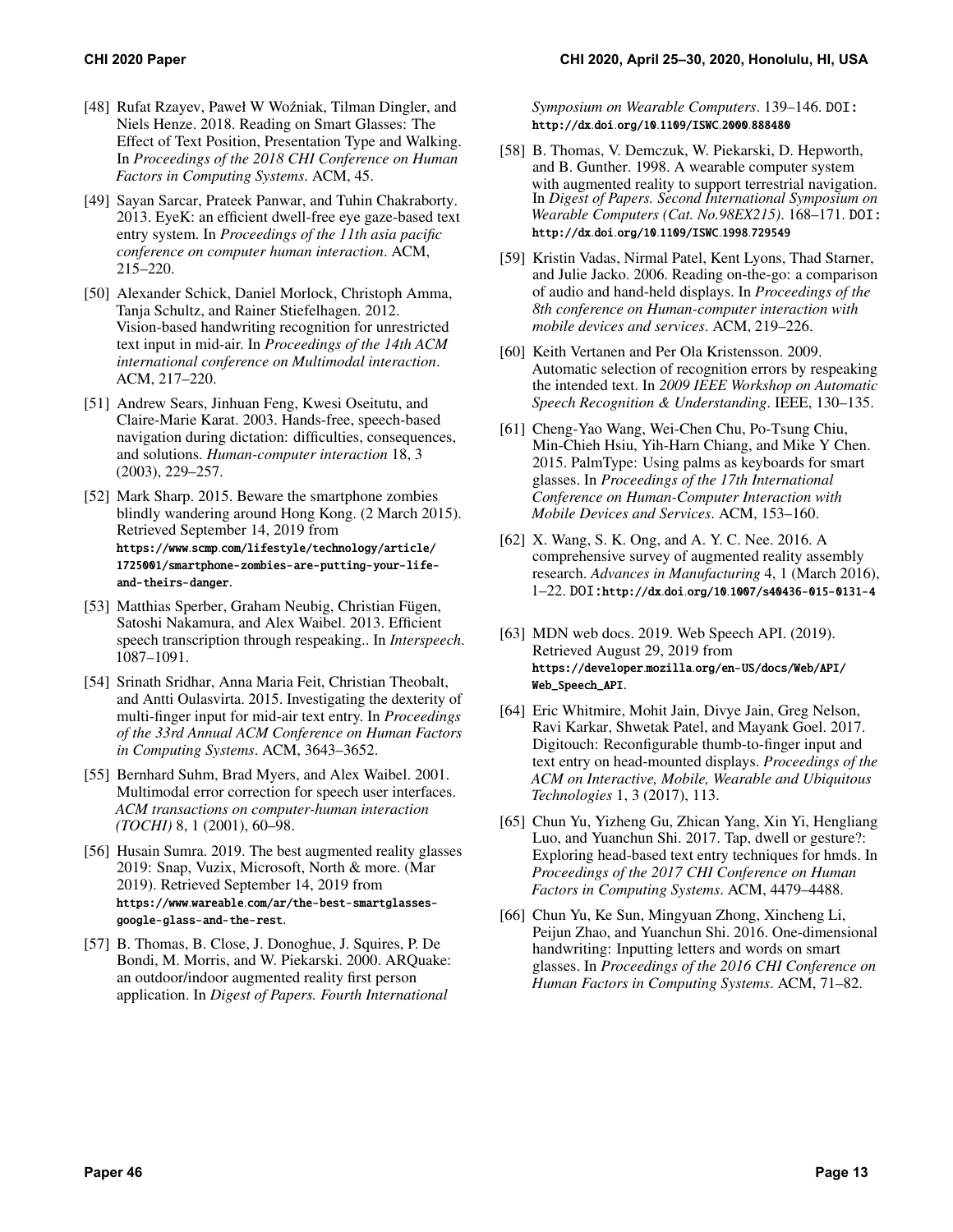[48] Rufat Rzayev, Paweł W Woźniak, Tilman Dingler, and Niels Henze. 2018. Reading on Smart Glasses: The Effect of Text Position, Presentation Type and Walking. In *Proceedings of the 2018 CHI Conference on Human Factors in Computing Systems*. ACM, 45.

[49] Sayan Sarcar, Prateek Panwar, and Tuhin Chakraborty. 2013. EyeK: an efficient dwell-free eye gaze-based text entry system. In *Proceedings of the 11th asia pacific conference on computer human interaction*. ACM, 215–220.

[50] Alexander Schick, Daniel Morlock, Christoph Amma, Tanja Schultz, and Rainer Stiefelhagen. 2012. Vision-based handwriting recognition for unrestricted text input in mid-air. In *Proceedings of the 14th ACM international conference on Multimodal interaction*. ACM, 217–220.

[51] Andrew Sears, Jinhuan Feng, Kwesi Oseitutu, and Claire-Marie Karat. 2003. Hands-free, speech-based navigation during dictation: difficulties, consequences, and solutions. *Human-computer interaction* 18, 3 (2003), 229–257.

[52] Mark Sharp. 2015. Beware the smartphone zombies blindly wandering around Hong Kong. (2 March 2015). Retrieved September 14, 2019 from https://www.scmp.com/lifestyle/technology/article/1725001/smartphone-zombies-are-putting-your-life-and-theirs-danger.

[53] Matthias Sperber, Graham Neubig, Christian Fügen, Satoshi Nakamura, and Alex Waibel. 2013. Efficient speech transcription through respeaking.. In *Interspeech*. 1087–1091.

[54] Srinath Sridhar, Anna Maria Feit, Christian Theobalt, and Antti Oulasvirta. 2015. Investigating the dexterity of multi-finger input for mid-air text entry. In *Proceedings of the 33rd Annual ACM Conference on Human Factors in Computing Systems*. ACM, 3643–3652.

[55] Bernhard Suhm, Brad Myers, and Alex Waibel. 2001. Multimodal error correction for speech user interfaces. *ACM transactions on computer-human interaction (TOCHI)* 8, 1 (2001), 60–98.

[56] Husain Sumra. 2019. The best augmented reality glasses 2019: Snap, Vuzix, Microsoft, North & more. (Mar 2019). Retrieved September 14, 2019 from https://www.wareable.com/ar/the-best-smartglasses-google-glass-and-the-rest.

[57] B. Thomas, B. Close, J. Donoghue, J. Squires, P. De Bondi, M. Morris, and W. Piekarski. 2000. ARQuake: an outdoor/indoor augmented reality first person application. In *Digest of Papers. Fourth International Symposium on Wearable Computers*. 139–146. DOI: http://dx.doi.org/10.1109/ISWC.2000.888480

[58] B. Thomas, V. Demczuk, W. Piekarski, D. Hepworth, and B. Gunther. 1998. A wearable computer system with augmented reality to support terrestrial navigation. In *Digest of Papers. Second International Symposium on Wearable Computers (Cat. No.98EX215)*. 168–171. DOI: http://dx.doi.org/10.1109/ISWC.1998.729549

[59] Kristin Vadas, Nirmal Patel, Kent Lyons, Thad Starner, and Julie Jacko. 2006. Reading on-the-go: a comparison of audio and hand-held displays. In *Proceedings of the 8th conference on Human-computer interaction with mobile devices and services*. ACM, 219–226.

[60] Keith Vertanen and Per Ola Kristensson. 2009. Automatic selection of recognition errors by respeaking the intended text. In *2009 IEEE Workshop on Automatic Speech Recognition & Understanding*. IEEE, 130–135.

[61] Cheng-Yao Wang, Wei-Chen Chu, Po-Tsung Chiu, Min-Chieh Hsiu, Yih-Harn Chiang, and Mike Y Chen. 2015. PalmType: Using palms as keyboards for smart glasses. In *Proceedings of the 17th International Conference on Human-Computer Interaction with Mobile Devices and Services*. ACM, 153–160.

[62] X. Wang, S. K. Ong, and A. Y. C. Nee. 2016. A comprehensive survey of augmented reality assembly research. *Advances in Manufacturing* 4, 1 (March 2016), 1–22. DOI:http://dx.doi.org/10.1007/s40436-015-0131-4

[63] MDN web docs. 2019. Web Speech API. (2019). Retrieved August 29, 2019 from https://developer.mozilla.org/en-US/docs/Web/API/Web_Speech_API.

[64] Eric Whitmire, Mohit Jain, Divye Jain, Greg Nelson, Ravi Karkar, Shwetak Patel, and Mayank Goel. 2017. Digitouch: Reconfigurable thumb-to-finger input and text entry on head-mounted displays. *Proceedings of the ACM on Interactive, Mobile, Wearable and Ubiquitous Technologies* 1, 3 (2017), 113.

[65] Chun Yu, Yizheng Gu, Zhican Yang, Xin Yi, Hengliang Luo, and Yuanchun Shi. 2017. Tap, dwell or gesture?: Exploring head-based text entry techniques for hmds. In *Proceedings of the 2017 CHI Conference on Human Factors in Computing Systems*. ACM, 4479–4488.

[66] Chun Yu, Ke Sun, Mingyuan Zhong, Xincheng Li, Peijun Zhao, and Yuanchun Shi. 2016. One-dimensional handwriting: Inputting letters and words on smart glasses. In *Proceedings of the 2016 CHI Conference on Human Factors in Computing Systems*. ACM, 71–82.